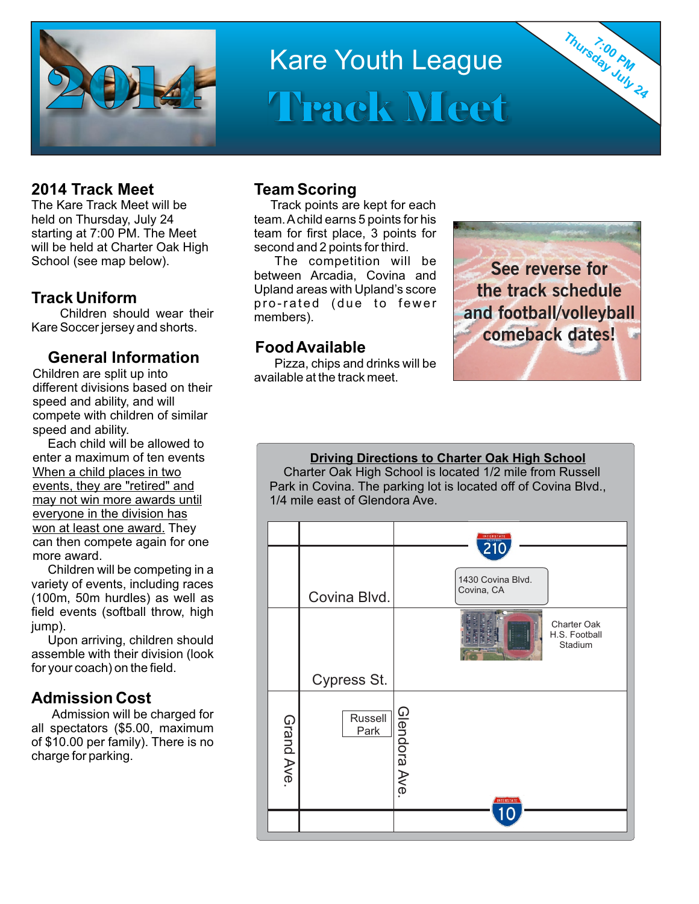# Kare Youth League

# Track Meet

**7:00 PM Thursday July 24**

## 2014 Track Meet

The Kare Track Meet will be held on Thursday, July 24 starting at 7:00 PM. The Meet will be held at Charter Oak High School (see map below).

## Track Uniform

Children should wear their Kare Soccer jersey and shorts.

## General Information

Children are split up into different divisions based on their speed and ability, and will compete with children of similar speed and ability.

Each child will be allowed to enter a maximum of ten events When a child places in two events, they are "retired" and may not win more awards until everyone in the division has won at least one award. They can then compete again for one more award.

Children will be competing in a variety of events, including races (100m, 50m hurdles) as well as field events (softball throw, high jump).

Upon arriving, children should assemble with their division (look for your coach) on the field.

## Admission Cost

Admission will be charged for all spectators ($5.00, maximum of $10.00 per family). There is no charge for parking.

## Team Scoring

Track points are kept for each team. A child earns 5 points for his team for first place, 3 points for second and 2 points for third.

The competition will be between Arcadia, Covina and Upland areas with Upland's score pro-rated (due to fewer members).

## Food Available

Pizza, chips and drinks will be available at the track meet.

**See reverse for the track schedule and football/volleyball comeback dates!**

**Driving Directions to Charter Oak High School**

Charter Oak High School is located 1/2 mile from Russell Park in Covina. The parking lot is located off of Covina Blvd., 1/4 mile east of Glendora Ave.

Map labels: Interstate 210; 1430 Covina Blvd. Covina, CA; Covina Blvd.; Charter Oak H.S. Football Stadium; Cypress St.; Grand Ave.; Russell Park; Glendora Ave.; Interstate 10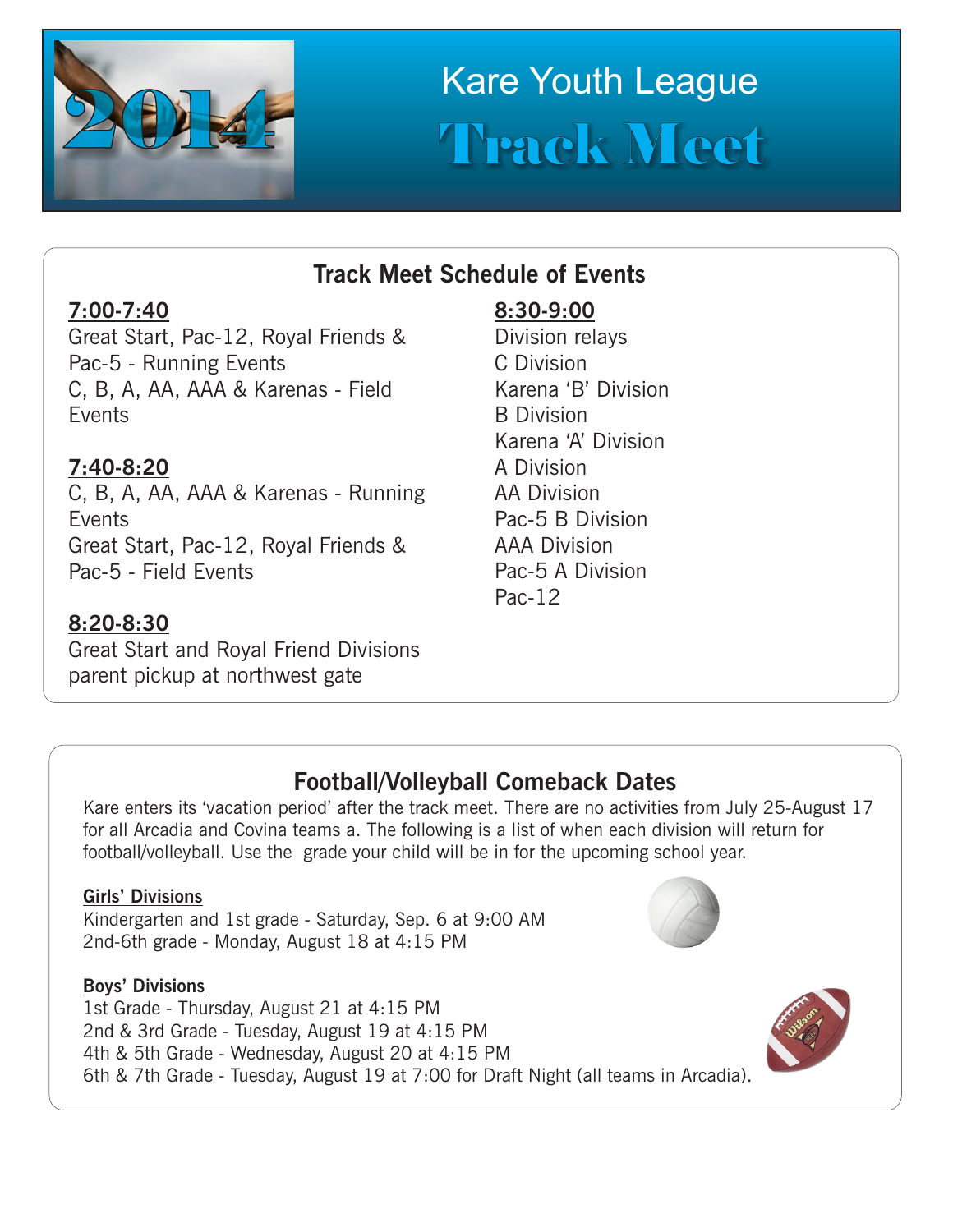# Kare Youth League

# Track Meet

## Track Meet Schedule of Events

**7:00-7:40**
Great Start, Pac-12, Royal Friends & Pac-5 - Running Events
C, B, A, AA, AAA & Karenas - Field Events

**7:40-8:20**
C, B, A, AA, AAA & Karenas - Running Events
Great Start, Pac-12, Royal Friends & Pac-5 - Field Events

**8:20-8:30**
Great Start and Royal Friend Divisions parent pickup at northwest gate

**8:30-9:00**
Division relays
C Division
Karena 'B' Division
B Division
Karena 'A' Division
A Division
AA Division
Pac-5 B Division
AAA Division
Pac-5 A Division
Pac-12

## Football/Volleyball Comeback Dates

Kare enters its 'vacation period' after the track meet. There are no activities from July 25-August 17 for all Arcadia and Covina teams a. The following is a list of when each division will return for football/volleyball. Use the grade your child will be in for the upcoming school year.

**Girls' Divisions**
Kindergarten and 1st grade - Saturday, Sep. 6 at 9:00 AM
2nd-6th grade - Monday, August 18 at 4:15 PM

**Boys' Divisions**
1st Grade - Thursday, August 21 at 4:15 PM
2nd & 3rd Grade - Tuesday, August 19 at 4:15 PM
4th & 5th Grade - Wednesday, August 20 at 4:15 PM
6th & 7th Grade - Tuesday, August 19 at 7:00 for Draft Night (all teams in Arcadia).